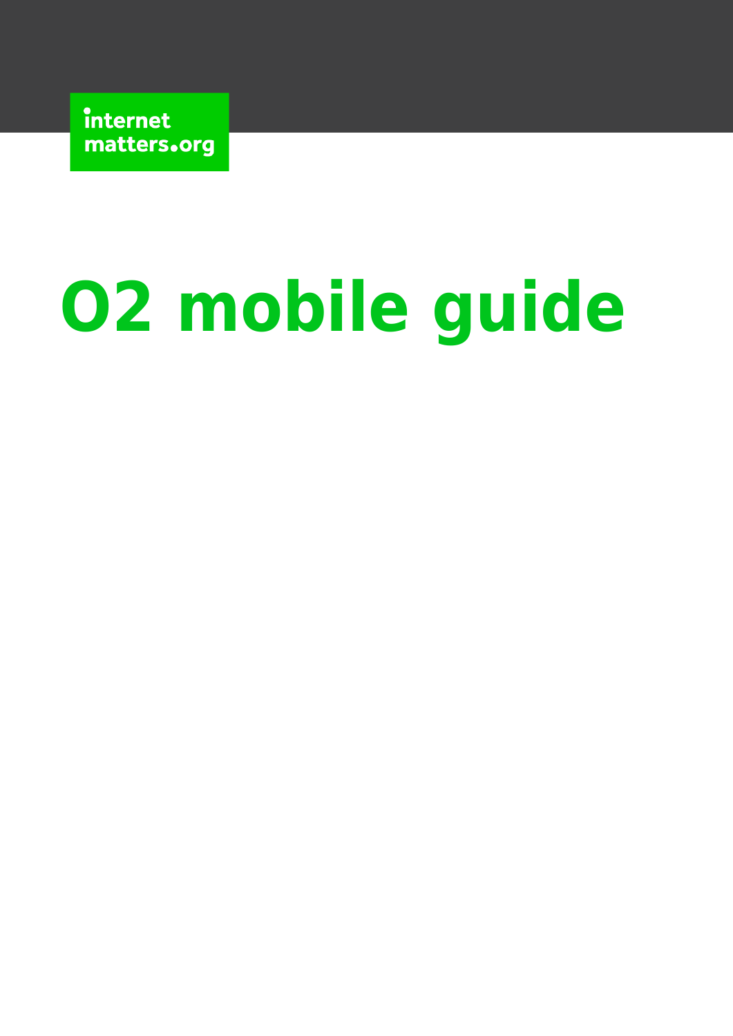internet matters.org

# O2 mobile guide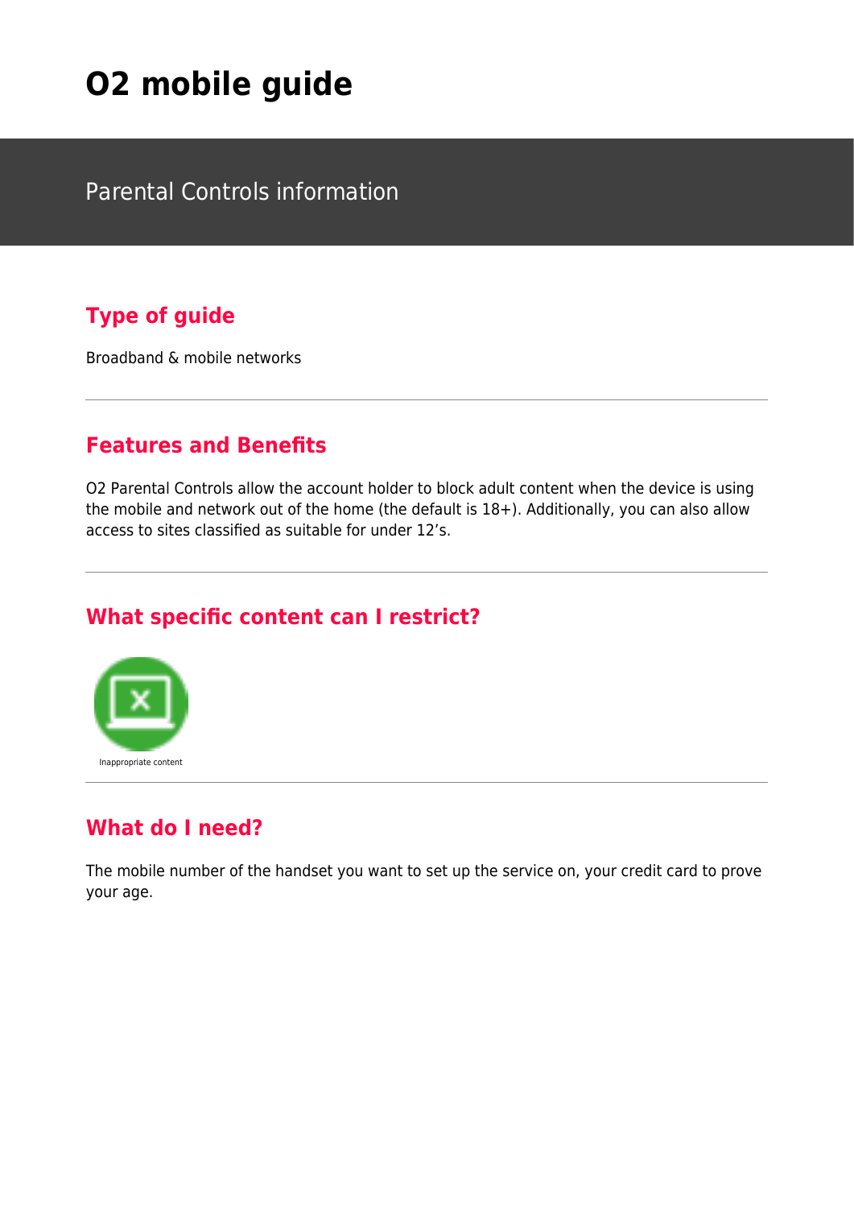# O2 mobile guide

Parental Controls information

## Type of guide

Broadband & mobile networks

---

## Features and Benefits

O2 Parental Controls allow the account holder to block adult content when the device is using the mobile and network out of the home (the default is 18+). Additionally, you can also allow access to sites classified as suitable for under 12's.

---

## What specific content can I restrict?

Inappropriate content

---

## What do I need?

The mobile number of the handset you want to set up the service on, your credit card to prove your age.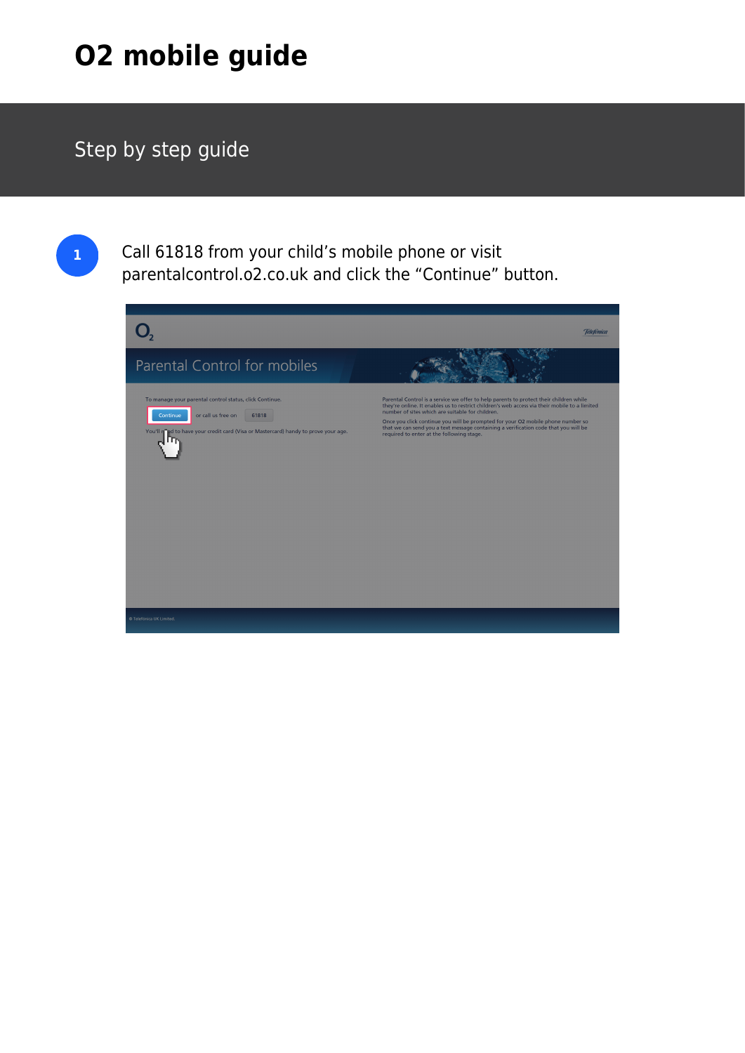# O2 mobile guide

## Step by step guide

1. Call 61818 from your child's mobile phone or visit parentalcontrol.o2.co.uk and click the "Continue" button.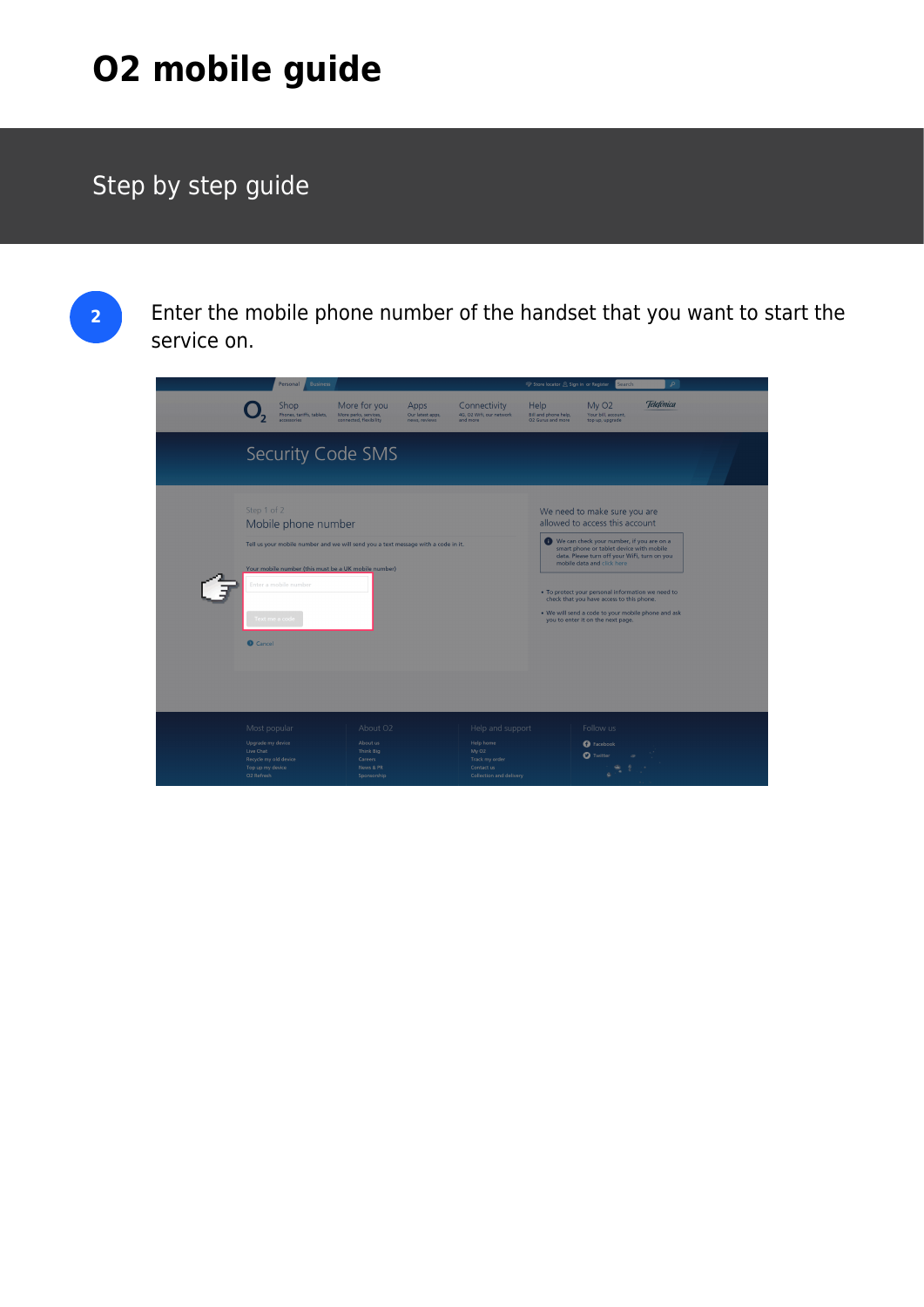# O2 mobile guide

## Step by step guide

**2** Enter the mobile phone number of the handset that you want to start the service on.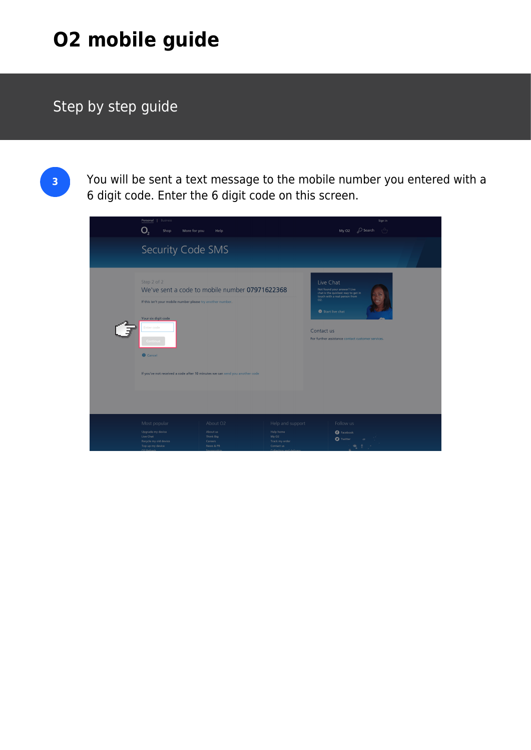# O2 mobile guide

## Step by step guide

**3** You will be sent a text message to the mobile number you entered with a 6 digit code. Enter the 6 digit code on this screen.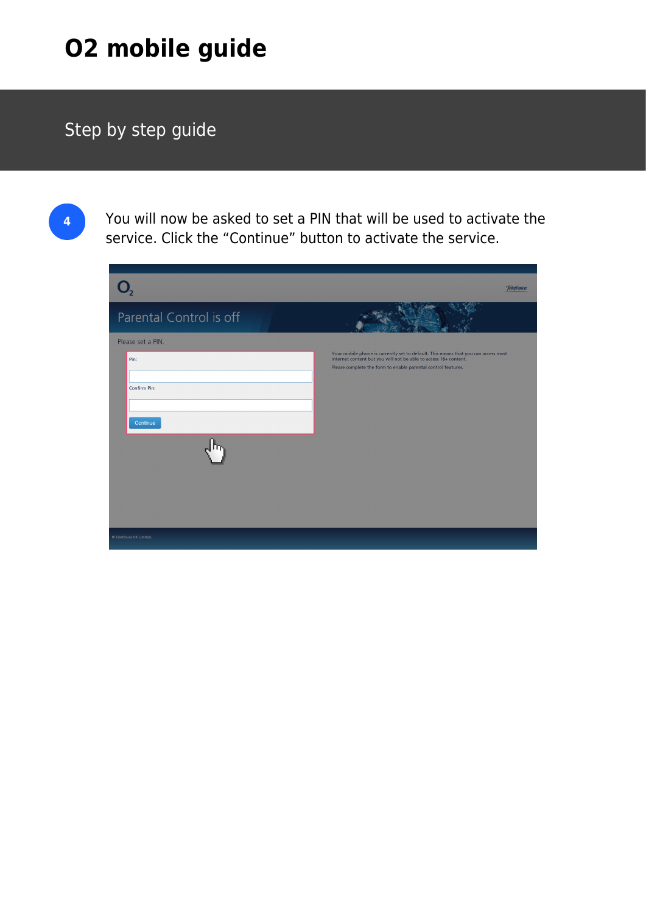# O2 mobile guide

## Step by step guide

4. You will now be asked to set a PIN that will be used to activate the service. Click the "Continue" button to activate the service.